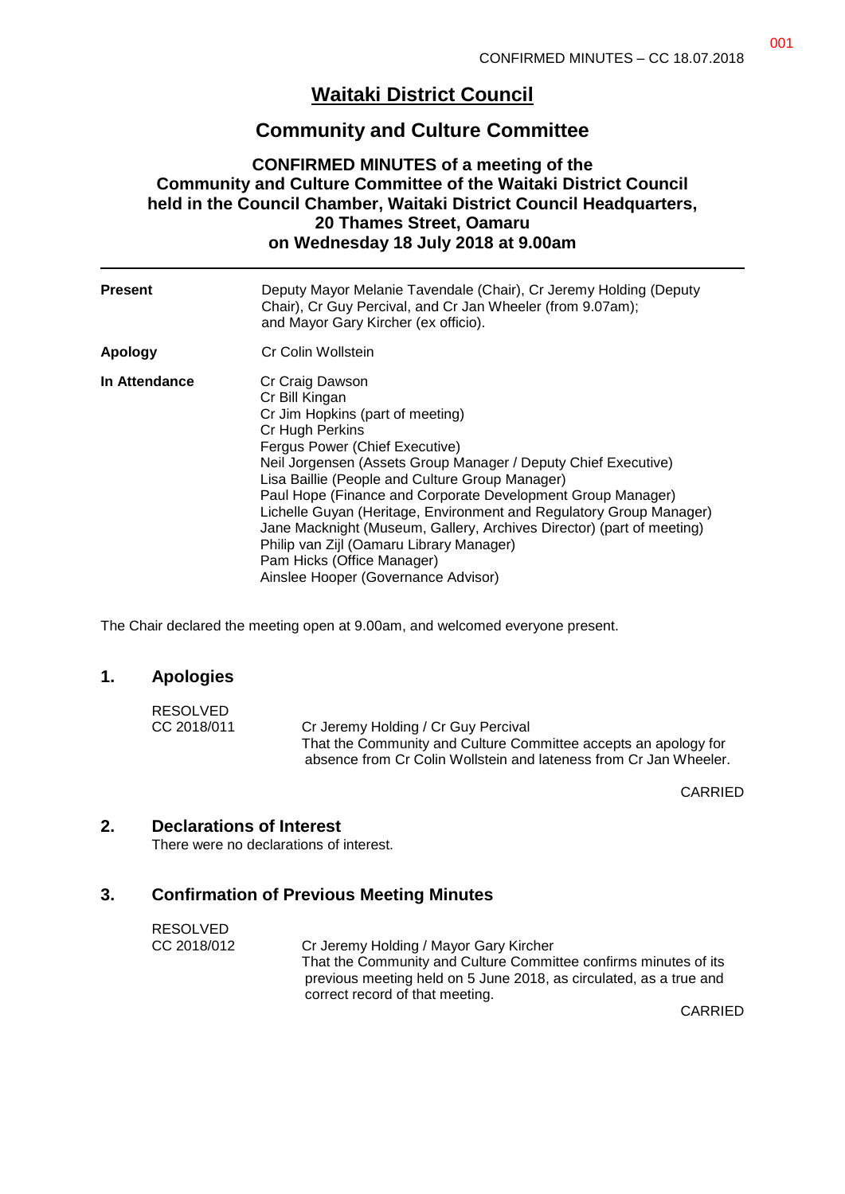# Waitaki District Council

## Community and Culture Committee

### CONFIRMED MINUTES of a meeting of the Community and Culture Committee of the Waitaki District Council held in the Council Chamber, Waitaki District Council Headquarters, 20 Thames Street, Oamaru on Wednesday 18 July 2018 at 9.00am

---

**Present**
Deputy Mayor Melanie Tavendale (Chair), Cr Jeremy Holding (Deputy Chair), Cr Guy Percival, and Cr Jan Wheeler (from 9.07am); and Mayor Gary Kircher (ex officio).

**Apology**
Cr Colin Wollstein

**In Attendance**
Cr Craig Dawson
Cr Bill Kingan
Cr Jim Hopkins (part of meeting)
Cr Hugh Perkins
Fergus Power (Chief Executive)
Neil Jorgensen (Assets Group Manager / Deputy Chief Executive)
Lisa Baillie (People and Culture Group Manager)
Paul Hope (Finance and Corporate Development Group Manager)
Lichelle Guyan (Heritage, Environment and Regulatory Group Manager)
Jane Macknight (Museum, Gallery, Archives Director) (part of meeting)
Philip van Zijl (Oamaru Library Manager)
Pam Hicks (Office Manager)
Ainslee Hooper (Governance Advisor)

The Chair declared the meeting open at 9.00am, and welcomed everyone present.

## 1. Apologies

RESOLVED
CC 2018/011 Cr Jeremy Holding / Cr Guy Percival
That the Community and Culture Committee accepts an apology for absence from Cr Colin Wollstein and lateness from Cr Jan Wheeler.

CARRIED

## 2. Declarations of Interest

There were no declarations of interest.

## 3. Confirmation of Previous Meeting Minutes

RESOLVED
CC 2018/012 Cr Jeremy Holding / Mayor Gary Kircher
That the Community and Culture Committee confirms minutes of its previous meeting held on 5 June 2018, as circulated, as a true and correct record of that meeting.

CARRIED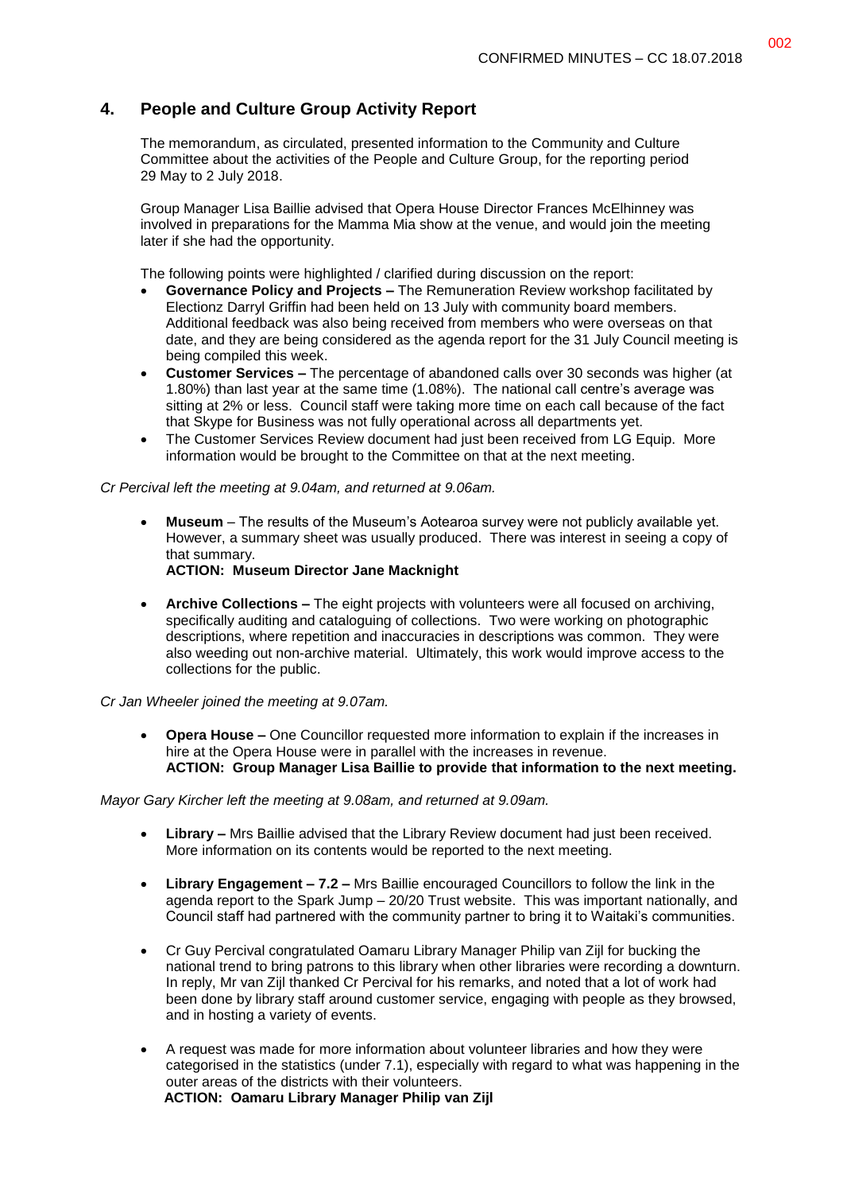## 4. People and Culture Group Activity Report

The memorandum, as circulated, presented information to the Community and Culture Committee about the activities of the People and Culture Group, for the reporting period 29 May to 2 July 2018.

Group Manager Lisa Baillie advised that Opera House Director Frances McElhinney was involved in preparations for the Mamma Mia show at the venue, and would join the meeting later if she had the opportunity.

The following points were highlighted / clarified during discussion on the report:

- **Governance Policy and Projects –** The Remuneration Review workshop facilitated by Electionz Darryl Griffin had been held on 13 July with community board members. Additional feedback was also being received from members who were overseas on that date, and they are being considered as the agenda report for the 31 July Council meeting is being compiled this week.
- **Customer Services –** The percentage of abandoned calls over 30 seconds was higher (at 1.80%) than last year at the same time (1.08%). The national call centre's average was sitting at 2% or less. Council staff were taking more time on each call because of the fact that Skype for Business was not fully operational across all departments yet.
- The Customer Services Review document had just been received from LG Equip. More information would be brought to the Committee on that at the next meeting.

*Cr Percival left the meeting at 9.04am, and returned at 9.06am.*

- **Museum** – The results of the Museum's Aotearoa survey were not publicly available yet. However, a summary sheet was usually produced. There was interest in seeing a copy of that summary.
  **ACTION: Museum Director Jane Macknight**

- **Archive Collections –** The eight projects with volunteers were all focused on archiving, specifically auditing and cataloguing of collections. Two were working on photographic descriptions, where repetition and inaccuracies in descriptions was common. They were also weeding out non-archive material. Ultimately, this work would improve access to the collections for the public.

*Cr Jan Wheeler joined the meeting at 9.07am.*

- **Opera House –** One Councillor requested more information to explain if the increases in hire at the Opera House were in parallel with the increases in revenue.
  **ACTION: Group Manager Lisa Baillie to provide that information to the next meeting.**

*Mayor Gary Kircher left the meeting at 9.08am, and returned at 9.09am.*

- **Library –** Mrs Baillie advised that the Library Review document had just been received. More information on its contents would be reported to the next meeting.

- **Library Engagement – 7.2 –** Mrs Baillie encouraged Councillors to follow the link in the agenda report to the Spark Jump – 20/20 Trust website. This was important nationally, and Council staff had partnered with the community partner to bring it to Waitaki's communities.

- Cr Guy Percival congratulated Oamaru Library Manager Philip van Zijl for bucking the national trend to bring patrons to this library when other libraries were recording a downturn. In reply, Mr van Zijl thanked Cr Percival for his remarks, and noted that a lot of work had been done by library staff around customer service, engaging with people as they browsed, and in hosting a variety of events.

- A request was made for more information about volunteer libraries and how they were categorised in the statistics (under 7.1), especially with regard to what was happening in the outer areas of the districts with their volunteers.
  **ACTION: Oamaru Library Manager Philip van Zijl**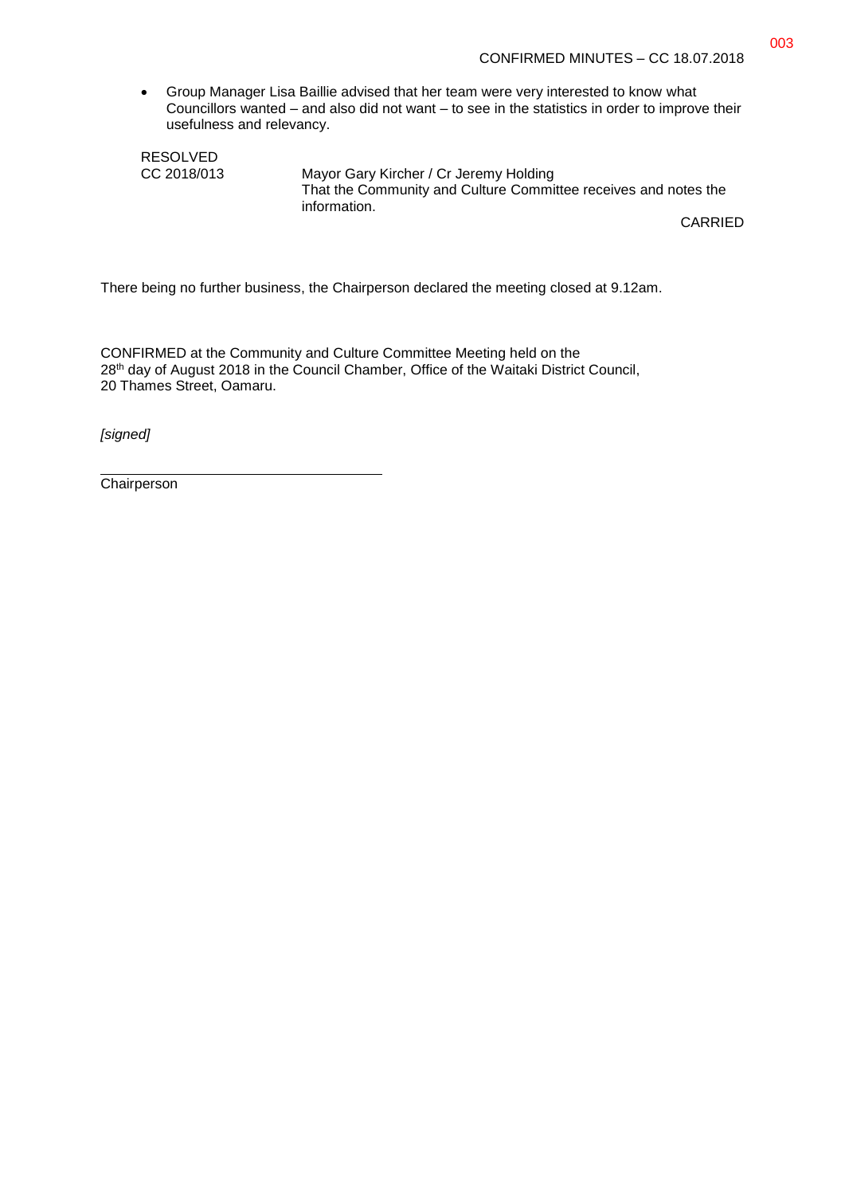- Group Manager Lisa Baillie advised that her team were very interested to know what Councillors wanted – and also did not want – to see in the statistics in order to improve their usefulness and relevancy.

RESOLVED
CC 2018/013 Mayor Gary Kircher / Cr Jeremy Holding
That the Community and Culture Committee receives and notes the information.

CARRIED

There being no further business, the Chairperson declared the meeting closed at 9.12am.

CONFIRMED at the Community and Culture Committee Meeting held on the 28th day of August 2018 in the Council Chamber, Office of the Waitaki District Council, 20 Thames Street, Oamaru.

*[signed]*

Chairperson